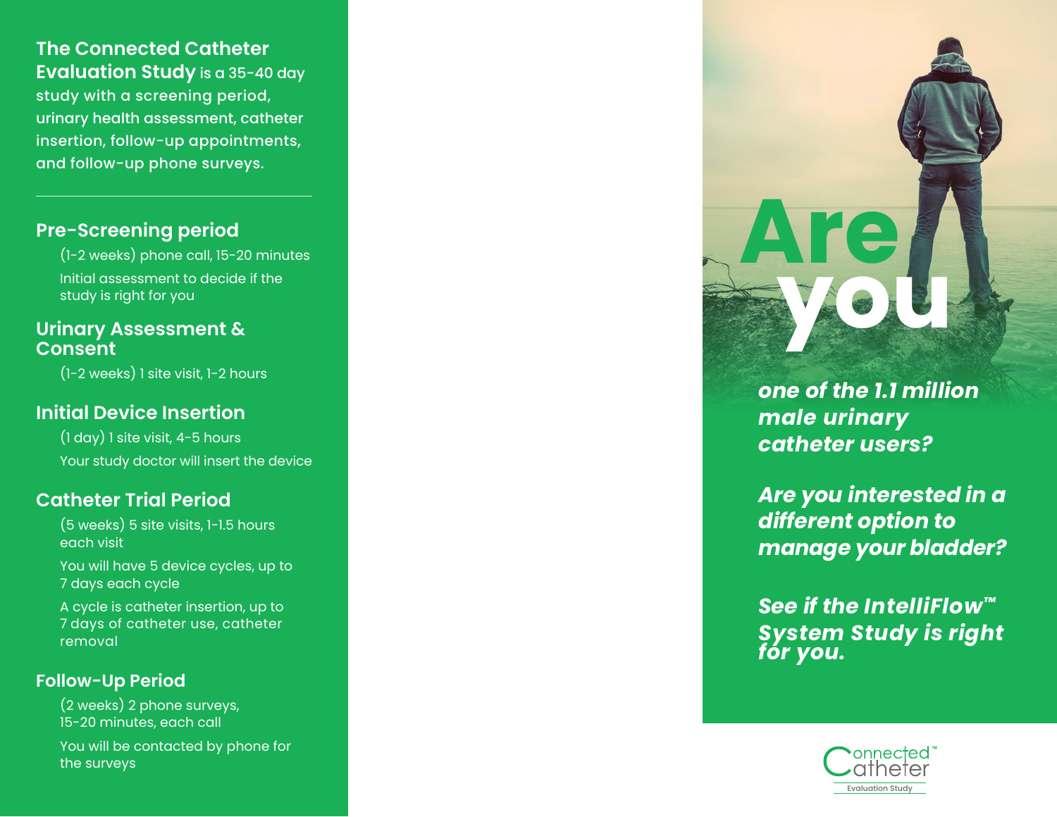**The Connected Catheter Evaluation Study** is a 35-40 day study with a screening period, urinary health assessment, catheter insertion, follow-up appointments, and follow-up phone surveys.

---

## Pre-Screening period

(1-2 weeks) phone call, 15-20 minutes

Initial assessment to decide if the study is right for you

## Urinary Assessment & Consent

(1-2 weeks) 1 site visit, 1-2 hours

## Initial Device Insertion

(1 day) 1 site visit, 4-5 hours

Your study doctor will insert the device

## Catheter Trial Period

(5 weeks) 5 site visits, 1-1.5 hours each visit

You will have 5 device cycles, up to 7 days each cycle

A cycle is catheter insertion, up to 7 days of catheter use, catheter removal

## Follow-Up Period

(2 weeks) 2 phone surveys, 15-20 minutes, each call

You will be contacted by phone for the surveys

# Are you

***one of the 1.1 million male urinary catheter users?***

***Are you interested in a different option to manage your bladder?***

***See if the IntelliFlow™ System Study is right for you.***

Connected Catheter™ Evaluation Study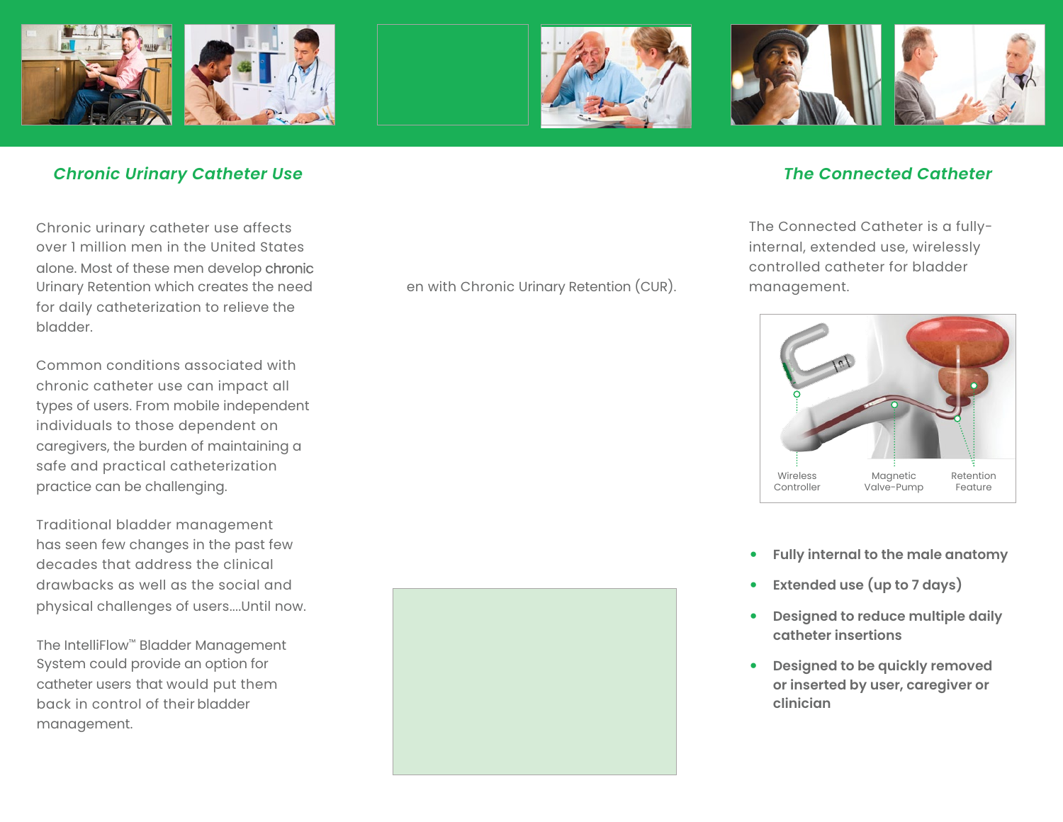## *Chronic Urinary Catheter Use*

Chronic urinary catheter use affects over 1 million men in the United States alone. Most of these men develop chronic Urinary Retention which creates the need for daily catheterization to relieve the bladder.

Common conditions associated with chronic catheter use can impact all types of users. From mobile independent individuals to those dependent on caregivers, the burden of maintaining a safe and practical catheterization practice can be challenging.

Traditional bladder management has seen few changes in the past few decades that address the clinical drawbacks as well as the social and physical challenges of users....Until now.

The IntelliFlow™ Bladder Management System could provide an option for catheter users that would put them back in control of their bladder management.

en with Chronic Urinary Retention (CUR).

## *The Connected Catheter*

The Connected Catheter is a fully-internal, extended use, wirelessly controlled catheter for bladder management.

Wireless Controller | Magnetic Valve-Pump | Retention Feature

- **Fully internal to the male anatomy**
- **Extended use (up to 7 days)**
- **Designed to reduce multiple daily catheter insertions**
- **Designed to be quickly removed or inserted by user, caregiver or clinician**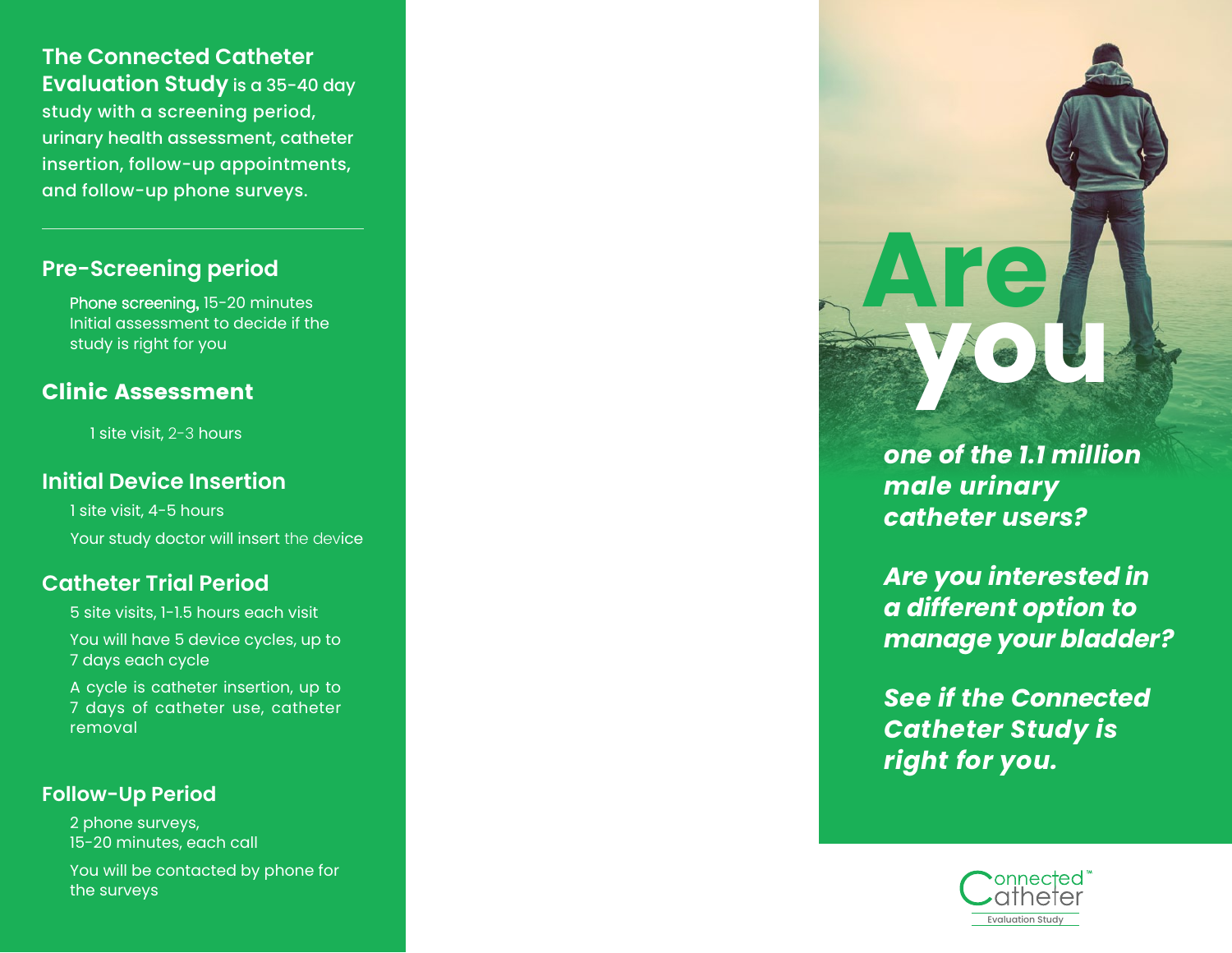**The Connected Catheter Evaluation Study** is a 35-40 day study with a screening period, urinary health assessment, catheter insertion, follow-up appointments, and follow-up phone surveys.

---

## Pre-Screening period

Phone screening, 15-20 minutes
Initial assessment to decide if the study is right for you

## Clinic Assessment

1 site visit, 2-3 hours

## Initial Device Insertion

1 site visit, 4-5 hours

Your study doctor will insert the device

## Catheter Trial Period

5 site visits, 1-1.5 hours each visit

You will have 5 device cycles, up to 7 days each cycle

A cycle is catheter insertion, up to 7 days of catheter use, catheter removal

## Follow-Up Period

2 phone surveys,
15-20 minutes, each call

You will be contacted by phone for the surveys

# Are you

***one of the 1.1 million male urinary catheter users?***

***Are you interested in a different option to manage your bladder?***

***See if the Connected Catheter Study is right for you.***

Connected Catheter™
Evaluation Study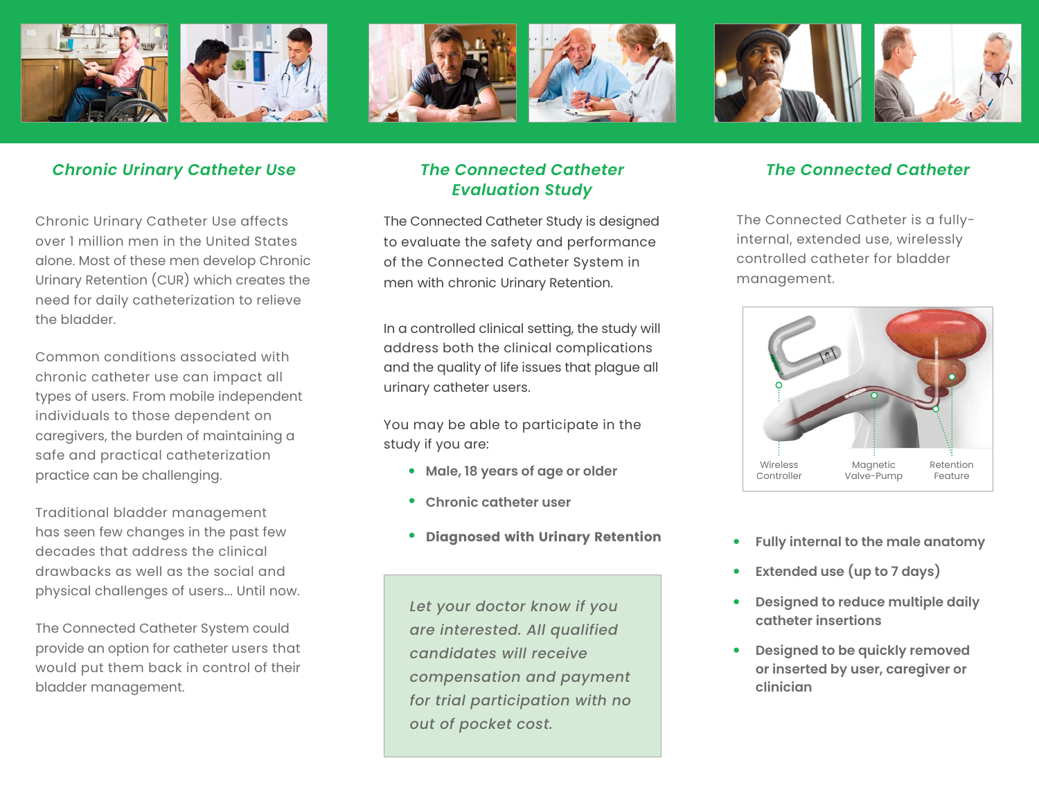## Chronic Urinary Catheter Use

Chronic Urinary Catheter Use affects over 1 million men in the United States alone. Most of these men develop Chronic Urinary Retention (CUR) which creates the need for daily catheterization to relieve the bladder.

Common conditions associated with chronic catheter use can impact all types of users. From mobile independent individuals to those dependent on caregivers, the burden of maintaining a safe and practical catheterization practice can be challenging.

Traditional bladder management has seen few changes in the past few decades that address the clinical drawbacks as well as the social and physical challenges of users... Until now.

The Connected Catheter System could provide an option for catheter users that would put them back in control of their bladder management.

## The Connected Catheter Evaluation Study

The Connected Catheter Study is designed to evaluate the safety and performance of the Connected Catheter System in men with chronic Urinary Retention.

In a controlled clinical setting, the study will address both the clinical complications and the quality of life issues that plague all urinary catheter users.

You may be able to participate in the study if you are:

- **Male, 18 years of age or older**
- **Chronic catheter user**
- **Diagnosed with Urinary Retention**

*Let your doctor know if you are interested. All qualified candidates will receive compensation and payment for trial participation with no out of pocket cost.*

## The Connected Catheter

The Connected Catheter is a fully-internal, extended use, wirelessly controlled catheter for bladder management.

Wireless Controller | Magnetic Valve-Pump | Retention Feature

- **Fully internal to the male anatomy**
- **Extended use (up to 7 days)**
- **Designed to reduce multiple daily catheter insertions**
- **Designed to be quickly removed or inserted by user, caregiver or clinician**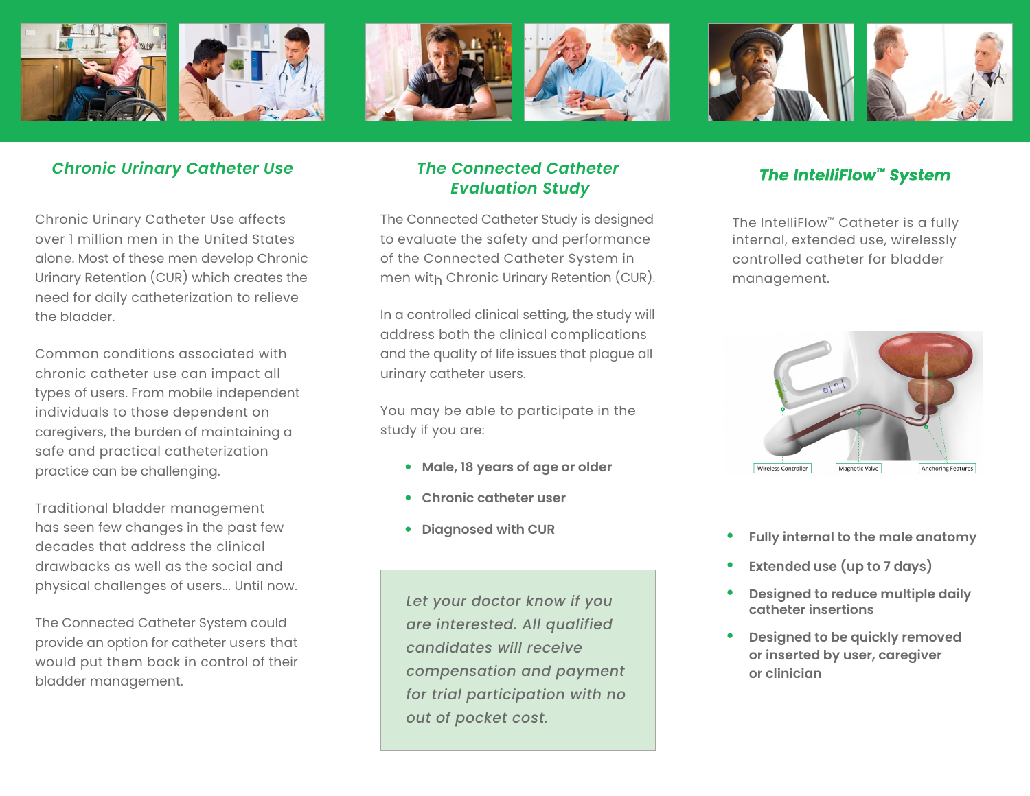## Chronic Urinary Catheter Use

Chronic Urinary Catheter Use affects over 1 million men in the United States alone. Most of these men develop Chronic Urinary Retention (CUR) which creates the need for daily catheterization to relieve the bladder.

Common conditions associated with chronic catheter use can impact all types of users. From mobile independent individuals to those dependent on caregivers, the burden of maintaining a safe and practical catheterization practice can be challenging.

Traditional bladder management has seen few changes in the past few decades that address the clinical drawbacks as well as the social and physical challenges of users... Until now.

The Connected Catheter System could provide an option for catheter users that would put them back in control of their bladder management.

## The Connected Catheter Evaluation Study

The Connected Catheter Study is designed to evaluate the safety and performance of the Connected Catheter System in men with Chronic Urinary Retention (CUR).

In a controlled clinical setting, the study will address both the clinical complications and the quality of life issues that plague all urinary catheter users.

You may be able to participate in the study if you are:

- **Male, 18 years of age or older**
- **Chronic catheter user**
- **Diagnosed with CUR**

*Let your doctor know if you are interested. All qualified candidates will receive compensation and payment for trial participation with no out of pocket cost.*

## The IntelliFlow™ System

The IntelliFlow™ Catheter is a fully internal, extended use, wirelessly controlled catheter for bladder management.

Wireless Controller | Magnetic Valve | Anchoring Features

- **Fully internal to the male anatomy**
- **Extended use (up to 7 days)**
- **Designed to reduce multiple daily catheter insertions**
- **Designed to be quickly removed or inserted by user, caregiver or clinician**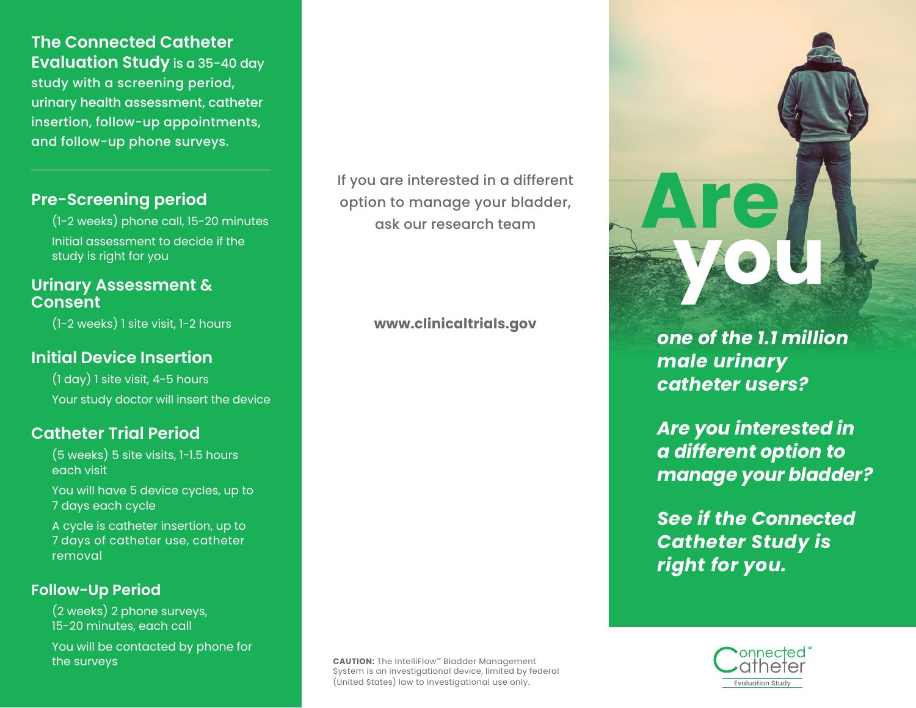**The Connected Catheter Evaluation Study** is a 35-40 day study with a screening period, urinary health assessment, catheter insertion, follow-up appointments, and follow-up phone surveys.

---

## Pre-Screening period

(1-2 weeks) phone call, 15-20 minutes

Initial assessment to decide if the study is right for you

## Urinary Assessment & Consent

(1-2 weeks) 1 site visit, 1-2 hours

## Initial Device Insertion

(1 day) 1 site visit, 4-5 hours

Your study doctor will insert the device

## Catheter Trial Period

(5 weeks) 5 site visits, 1-1.5 hours each visit

You will have 5 device cycles, up to 7 days each cycle

A cycle is catheter insertion, up to 7 days of catheter use, catheter removal

## Follow-Up Period

(2 weeks) 2 phone surveys, 15-20 minutes, each call

You will be contacted by phone for the surveys

If you are interested in a different option to manage your bladder, ask our research team

**www.clinicaltrials.gov**

**CAUTION:** The IntelliFlow™ Bladder Management System is an investigational device, limited by federal (United States) law to investigational use only.

# Are you

***one of the 1.1 million male urinary catheter users?***

***Are you interested in a different option to manage your bladder?***

***See if the Connected Catheter Study is right for you.***

Connected Catheter™

Evaluation Study